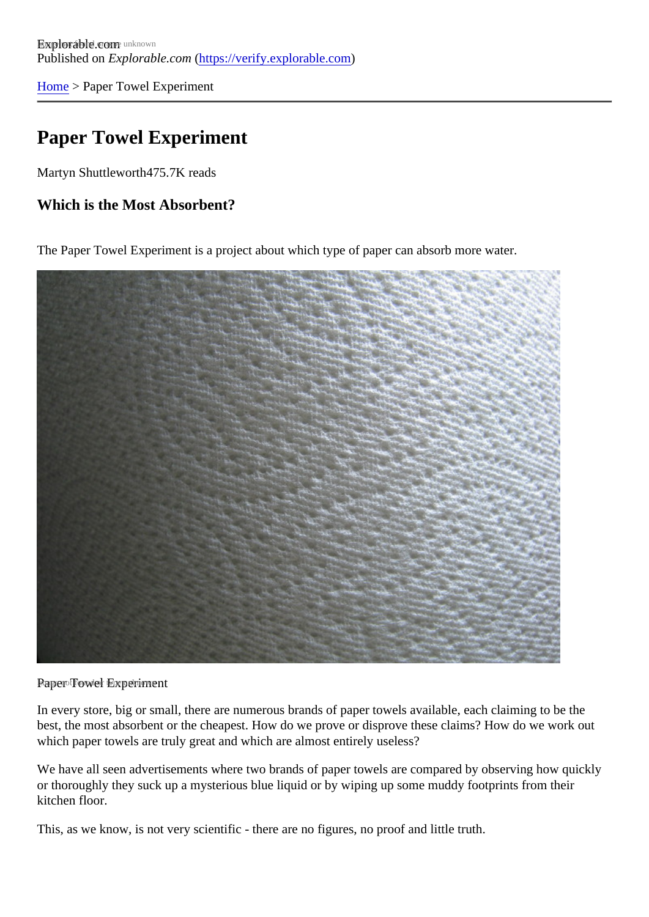Explorable.com
Published on *Explorable.com* (https://verify.explorable.com)

Home > Paper Towel Experiment

# Paper Towel Experiment

Martyn Shuttleworth475.7K reads

## Which is the Most Absorbent?

The Paper Towel Experiment is a project about which type of paper can absorb more water.

Paper Towel Experiment

In every store, big or small, there are numerous brands of paper towels available, each claiming to be the best, the most absorbent or the cheapest. How do we prove or disprove these claims? How do we work out which paper towels are truly great and which are almost entirely useless?

We have all seen advertisements where two brands of paper towels are compared by observing how quickly or thoroughly they suck up a mysterious blue liquid or by wiping up some muddy footprints from their kitchen floor.

This, as we know, is not very scientific - there are no figures, no proof and little truth.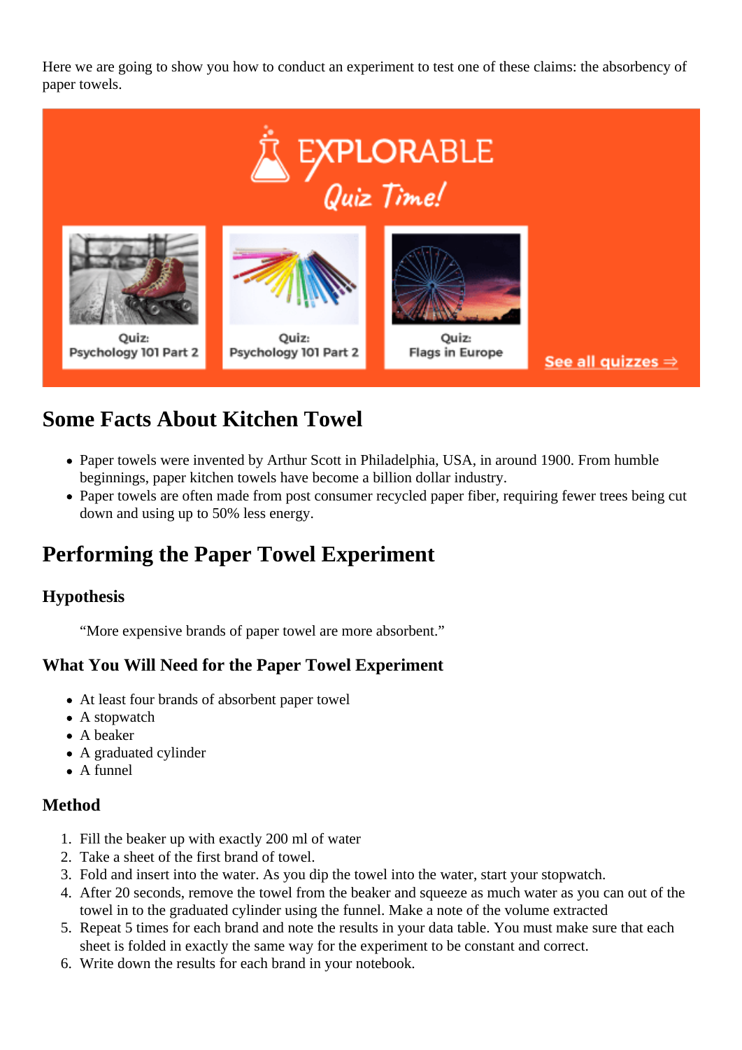Here we are going to show you how to conduct an experiment to test one of these claims: the absorbency of paper towels.

## Some Facts About Kitchen Towel

- Paper towels were invented by Arthur Scott in Philadelphia, USA, in around 1900. From humble beginnings, paper kitchen towels have become a billion dollar industry.
- Paper towels are often made from post consumer recycled paper fiber, requiring fewer trees being cut down and using up to 50% less energy.

## Performing the Paper Towel Experiment

### Hypothesis

> "More expensive brands of paper towel are more absorbent."

### What You Will Need for the Paper Towel Experiment

- At least four brands of absorbent paper towel
- A stopwatch
- A beaker
- A graduated cylinder
- A funnel

### Method

1. Fill the beaker up with exactly 200 ml of water
2. Take a sheet of the first brand of towel.
3. Fold and insert into the water. As you dip the towel into the water, start your stopwatch.
4. After 20 seconds, remove the towel from the beaker and squeeze as much water as you can out of the towel in to the graduated cylinder using the funnel. Make a note of the volume extracted
5. Repeat 5 times for each brand and note the results in your data table. You must make sure that each sheet is folded in exactly the same way for the experiment to be constant and correct.
6. Write down the results for each brand in your notebook.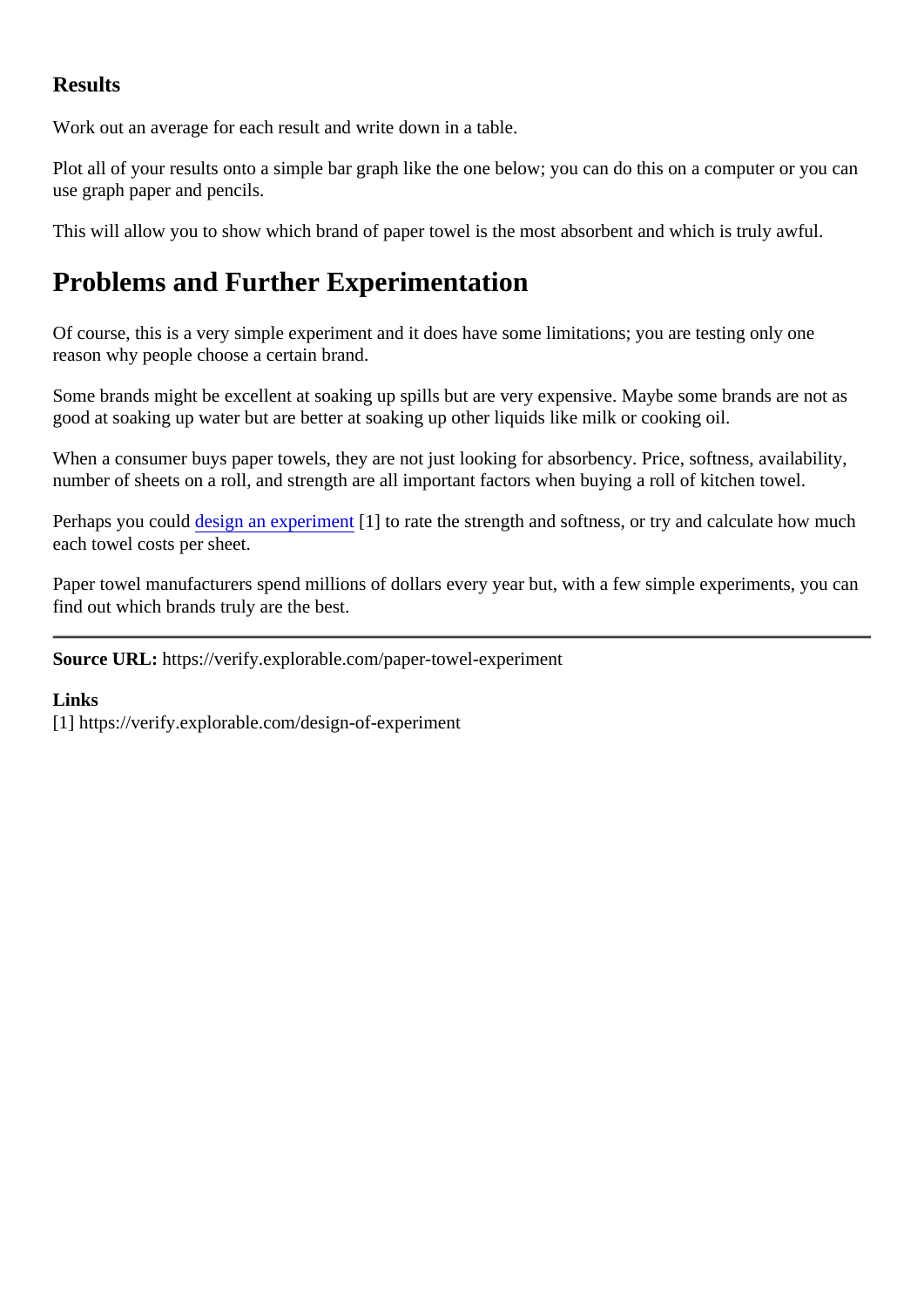### Results

Work out an average for each result and write down in a table.

Plot all of your results onto a simple bar graph like the one below; you can do this on a computer or you can use graph paper and pencils.

This will allow you to show which brand of paper towel is the most absorbent and which is truly awful.

## Problems and Further Experimentation

Of course, this is a very simple experiment and it does have some limitations; you are testing only one reason why people choose a certain brand.

Some brands might be excellent at soaking up spills but are very expensive. Maybe some brands are not as good at soaking up water but are better at soaking up other liquids like milk or cooking oil.

When a consumer buys paper towels, they are not just looking for absorbency. Price, softness, availability, number of sheets on a roll, and strength are all important factors when buying a roll of kitchen towel.

Perhaps you could design an experiment [1] to rate the strength and softness, or try and calculate how much each towel costs per sheet.

Paper towel manufacturers spend millions of dollars every year but, with a few simple experiments, you can find out which brands truly are the best.

---

**Source URL:** https://verify.explorable.com/paper-towel-experiment

**Links**
[1] https://verify.explorable.com/design-of-experiment